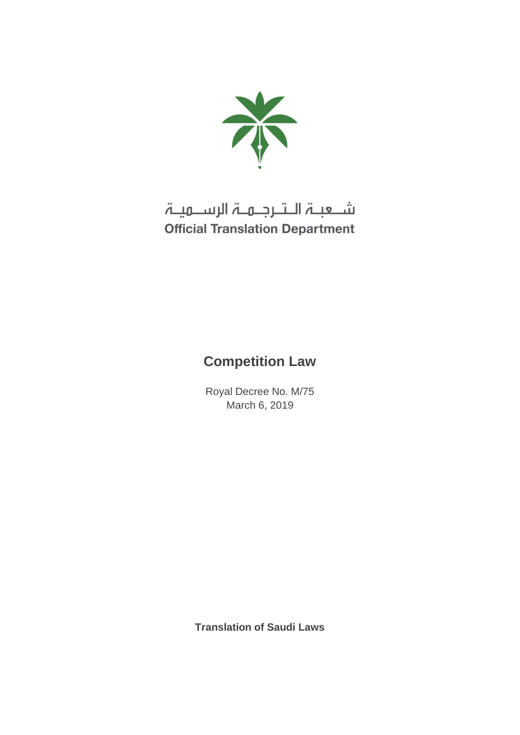شعبة الترجمة الرسمية
Official Translation Department

# Competition Law

Royal Decree No. M/75
March 6, 2019

**Translation of Saudi Laws**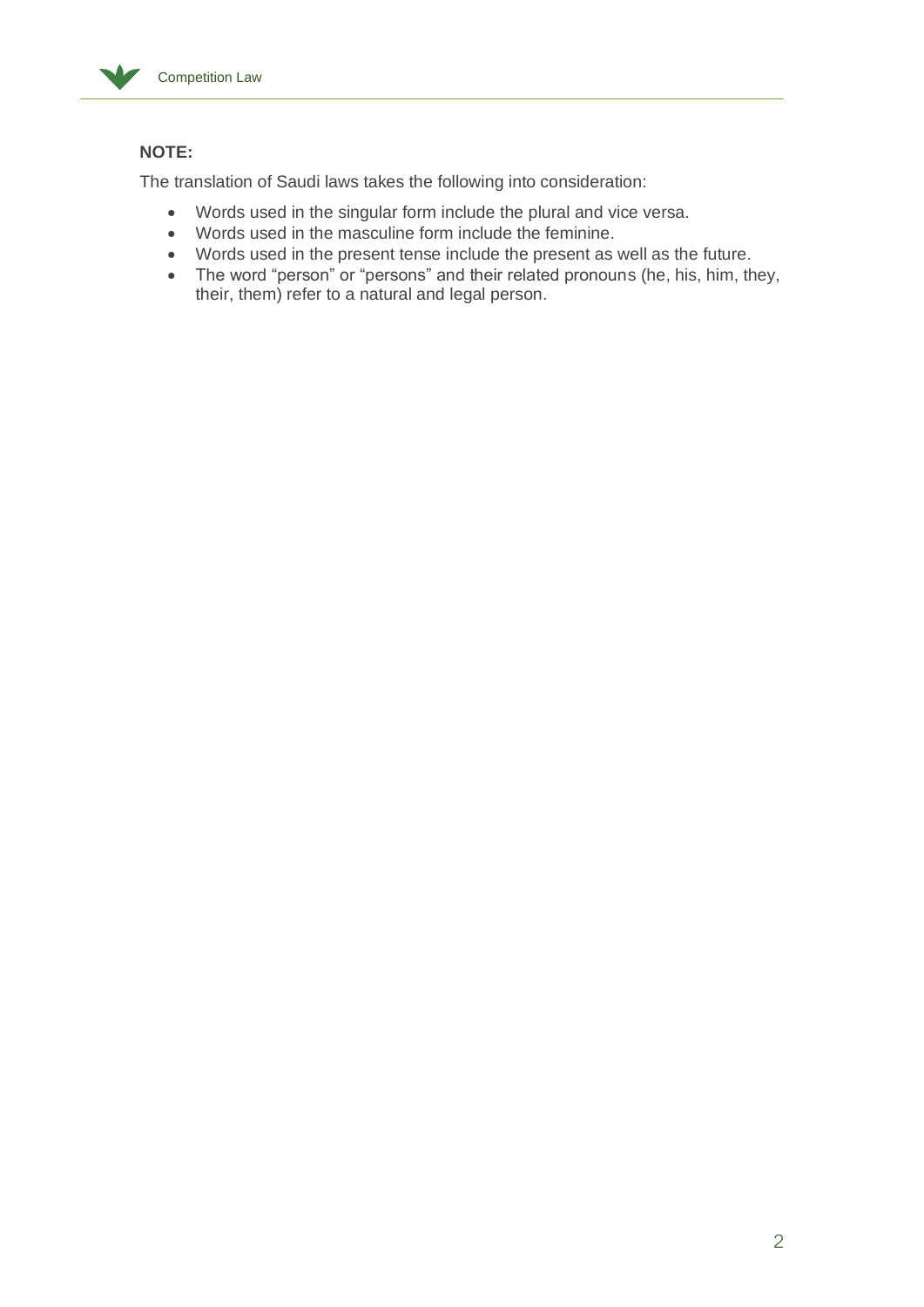**NOTE:**

The translation of Saudi laws takes the following into consideration:

- Words used in the singular form include the plural and vice versa.
- Words used in the masculine form include the feminine.
- Words used in the present tense include the present as well as the future.
- The word “person” or “persons” and their related pronouns (he, his, him, they, their, them) refer to a natural and legal person.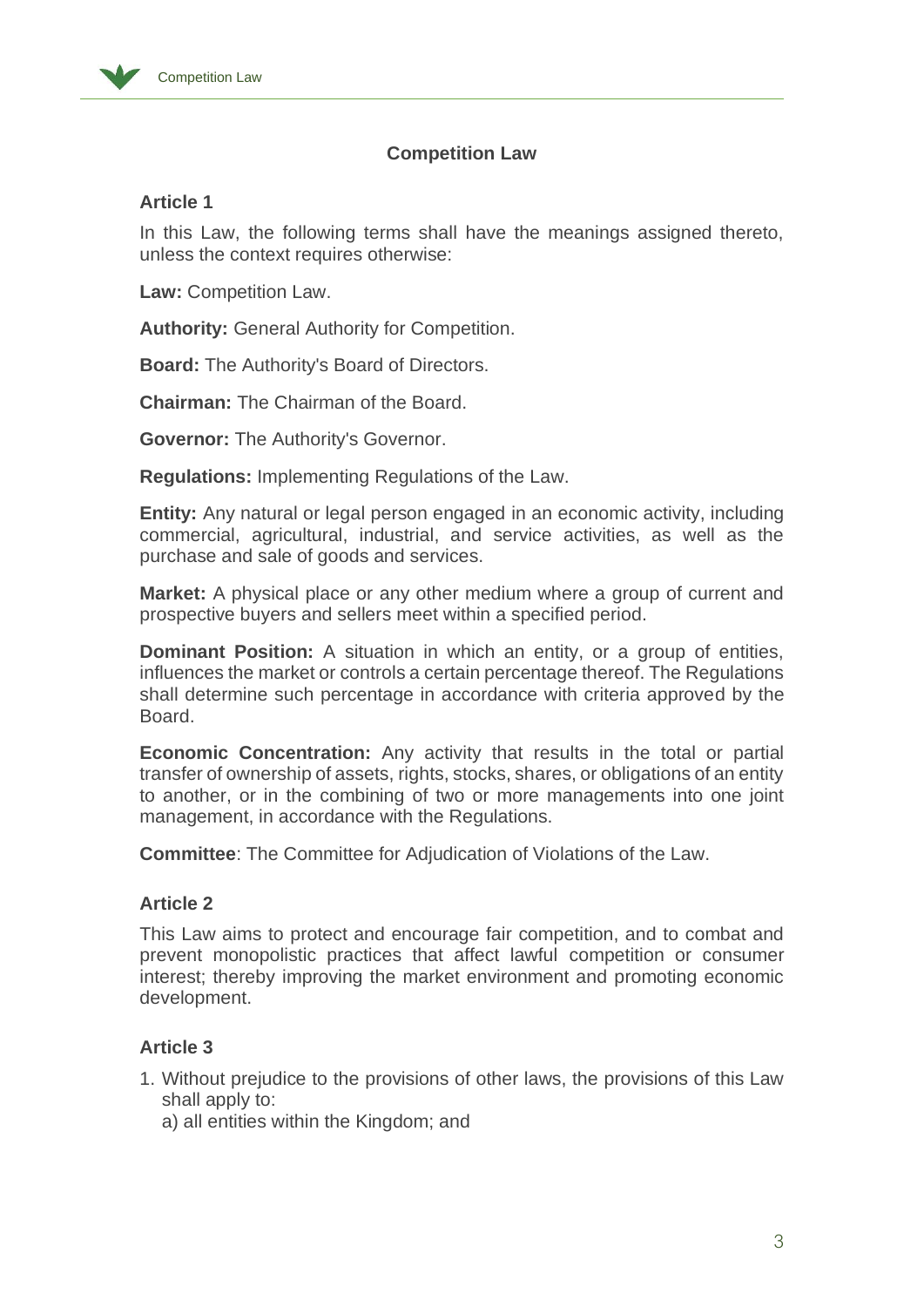# Competition Law

## Article 1

In this Law, the following terms shall have the meanings assigned thereto, unless the context requires otherwise:

**Law:** Competition Law.

**Authority:** General Authority for Competition.

**Board:** The Authority's Board of Directors.

**Chairman:** The Chairman of the Board.

**Governor:** The Authority's Governor.

**Regulations:** Implementing Regulations of the Law.

**Entity:** Any natural or legal person engaged in an economic activity, including commercial, agricultural, industrial, and service activities, as well as the purchase and sale of goods and services.

**Market:** A physical place or any other medium where a group of current and prospective buyers and sellers meet within a specified period.

**Dominant Position:** A situation in which an entity, or a group of entities, influences the market or controls a certain percentage thereof. The Regulations shall determine such percentage in accordance with criteria approved by the Board.

**Economic Concentration:** Any activity that results in the total or partial transfer of ownership of assets, rights, stocks, shares, or obligations of an entity to another, or in the combining of two or more managements into one joint management, in accordance with the Regulations.

**Committee**: The Committee for Adjudication of Violations of the Law.

## Article 2

This Law aims to protect and encourage fair competition, and to combat and prevent monopolistic practices that affect lawful competition or consumer interest; thereby improving the market environment and promoting economic development.

## Article 3

1. Without prejudice to the provisions of other laws, the provisions of this Law shall apply to:
   a) all entities within the Kingdom; and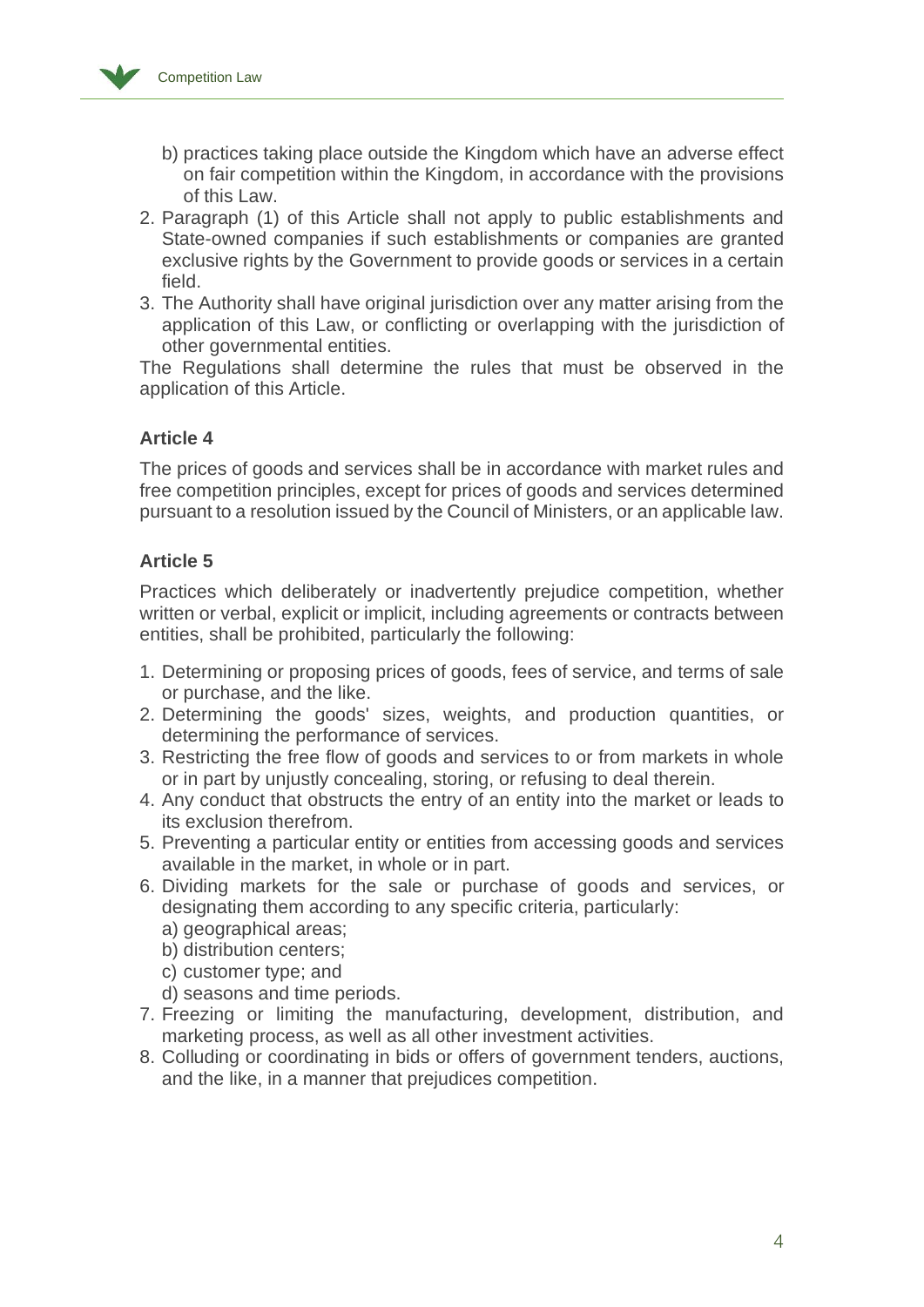b) practices taking place outside the Kingdom which have an adverse effect on fair competition within the Kingdom, in accordance with the provisions of this Law.

2. Paragraph (1) of this Article shall not apply to public establishments and State-owned companies if such establishments or companies are granted exclusive rights by the Government to provide goods or services in a certain field.
3. The Authority shall have original jurisdiction over any matter arising from the application of this Law, or conflicting or overlapping with the jurisdiction of other governmental entities.

The Regulations shall determine the rules that must be observed in the application of this Article.

### Article 4

The prices of goods and services shall be in accordance with market rules and free competition principles, except for prices of goods and services determined pursuant to a resolution issued by the Council of Ministers, or an applicable law.

### Article 5

Practices which deliberately or inadvertently prejudice competition, whether written or verbal, explicit or implicit, including agreements or contracts between entities, shall be prohibited, particularly the following:

1. Determining or proposing prices of goods, fees of service, and terms of sale or purchase, and the like.
2. Determining the goods' sizes, weights, and production quantities, or determining the performance of services.
3. Restricting the free flow of goods and services to or from markets in whole or in part by unjustly concealing, storing, or refusing to deal therein.
4. Any conduct that obstructs the entry of an entity into the market or leads to its exclusion therefrom.
5. Preventing a particular entity or entities from accessing goods and services available in the market, in whole or in part.
6. Dividing markets for the sale or purchase of goods and services, or designating them according to any specific criteria, particularly:
   a) geographical areas;
   b) distribution centers;
   c) customer type; and
   d) seasons and time periods.
7. Freezing or limiting the manufacturing, development, distribution, and marketing process, as well as all other investment activities.
8. Colluding or coordinating in bids or offers of government tenders, auctions, and the like, in a manner that prejudices competition.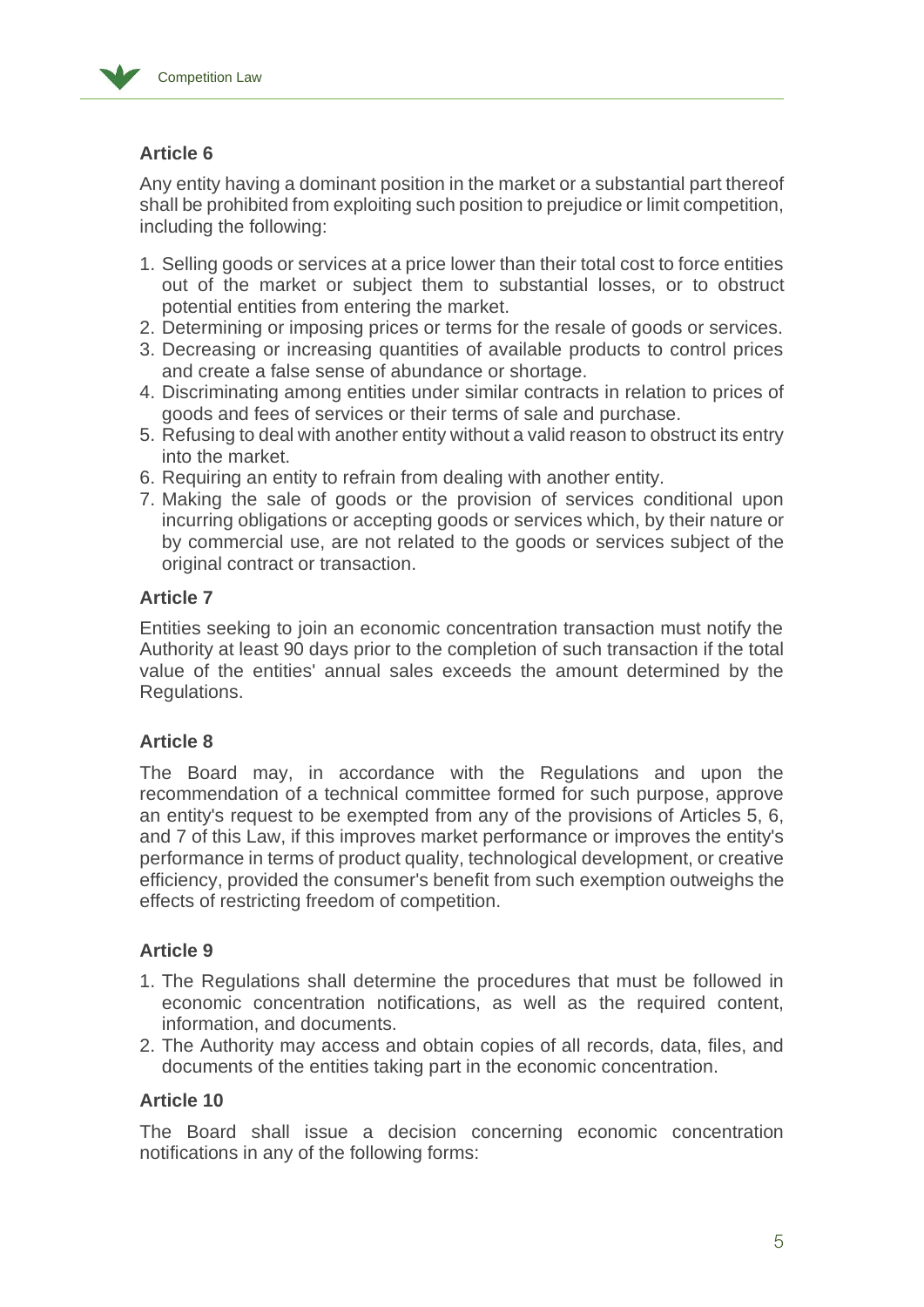### Article 6

Any entity having a dominant position in the market or a substantial part thereof shall be prohibited from exploiting such position to prejudice or limit competition, including the following:

1. Selling goods or services at a price lower than their total cost to force entities out of the market or subject them to substantial losses, or to obstruct potential entities from entering the market.
2. Determining or imposing prices or terms for the resale of goods or services.
3. Decreasing or increasing quantities of available products to control prices and create a false sense of abundance or shortage.
4. Discriminating among entities under similar contracts in relation to prices of goods and fees of services or their terms of sale and purchase.
5. Refusing to deal with another entity without a valid reason to obstruct its entry into the market.
6. Requiring an entity to refrain from dealing with another entity.
7. Making the sale of goods or the provision of services conditional upon incurring obligations or accepting goods or services which, by their nature or by commercial use, are not related to the goods or services subject of the original contract or transaction.

### Article 7

Entities seeking to join an economic concentration transaction must notify the Authority at least 90 days prior to the completion of such transaction if the total value of the entities' annual sales exceeds the amount determined by the Regulations.

### Article 8

The Board may, in accordance with the Regulations and upon the recommendation of a technical committee formed for such purpose, approve an entity's request to be exempted from any of the provisions of Articles 5, 6, and 7 of this Law, if this improves market performance or improves the entity's performance in terms of product quality, technological development, or creative efficiency, provided the consumer's benefit from such exemption outweighs the effects of restricting freedom of competition.

### Article 9

1. The Regulations shall determine the procedures that must be followed in economic concentration notifications, as well as the required content, information, and documents.
2. The Authority may access and obtain copies of all records, data, files, and documents of the entities taking part in the economic concentration.

### Article 10

The Board shall issue a decision concerning economic concentration notifications in any of the following forms: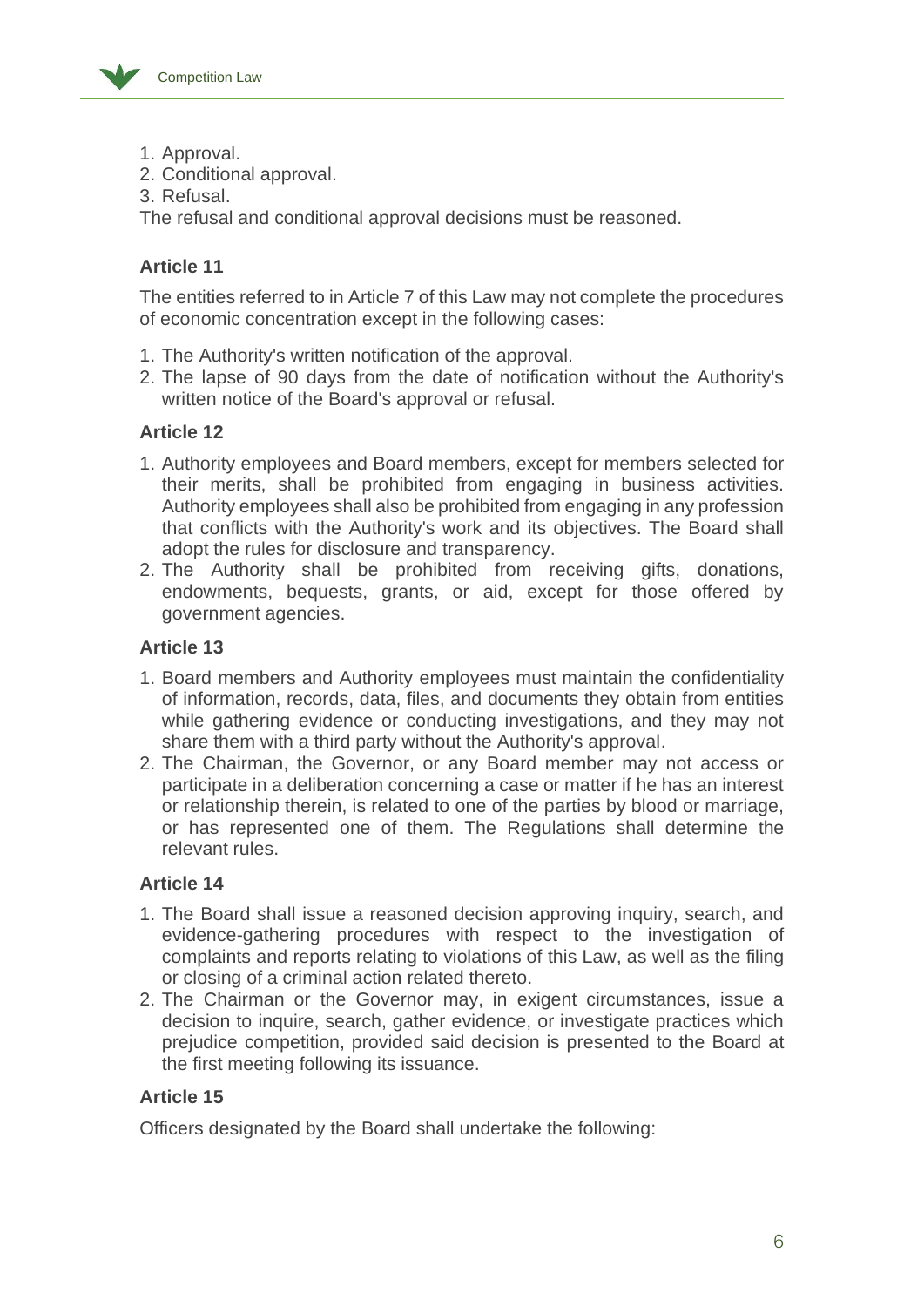1. Approval.
2. Conditional approval.
3. Refusal.

The refusal and conditional approval decisions must be reasoned.

### Article 11

The entities referred to in Article 7 of this Law may not complete the procedures of economic concentration except in the following cases:

1. The Authority's written notification of the approval.
2. The lapse of 90 days from the date of notification without the Authority's written notice of the Board's approval or refusal.

### Article 12

1. Authority employees and Board members, except for members selected for their merits, shall be prohibited from engaging in business activities. Authority employees shall also be prohibited from engaging in any profession that conflicts with the Authority's work and its objectives. The Board shall adopt the rules for disclosure and transparency.
2. The Authority shall be prohibited from receiving gifts, donations, endowments, bequests, grants, or aid, except for those offered by government agencies.

### Article 13

1. Board members and Authority employees must maintain the confidentiality of information, records, data, files, and documents they obtain from entities while gathering evidence or conducting investigations, and they may not share them with a third party without the Authority's approval.
2. The Chairman, the Governor, or any Board member may not access or participate in a deliberation concerning a case or matter if he has an interest or relationship therein, is related to one of the parties by blood or marriage, or has represented one of them. The Regulations shall determine the relevant rules.

### Article 14

1. The Board shall issue a reasoned decision approving inquiry, search, and evidence-gathering procedures with respect to the investigation of complaints and reports relating to violations of this Law, as well as the filing or closing of a criminal action related thereto.
2. The Chairman or the Governor may, in exigent circumstances, issue a decision to inquire, search, gather evidence, or investigate practices which prejudice competition, provided said decision is presented to the Board at the first meeting following its issuance.

### Article 15

Officers designated by the Board shall undertake the following: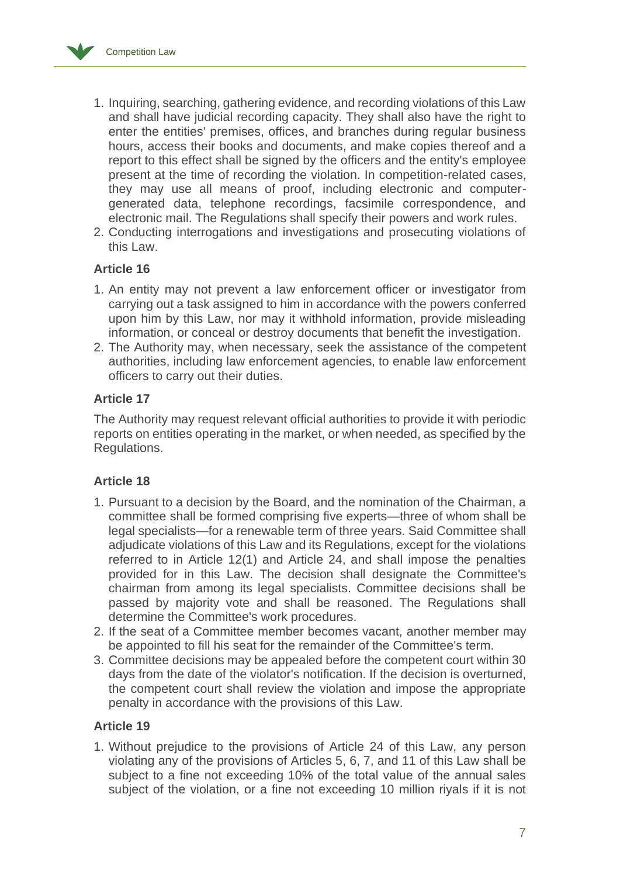1. Inquiring, searching, gathering evidence, and recording violations of this Law and shall have judicial recording capacity. They shall also have the right to enter the entities' premises, offices, and branches during regular business hours, access their books and documents, and make copies thereof and a report to this effect shall be signed by the officers and the entity's employee present at the time of recording the violation. In competition-related cases, they may use all means of proof, including electronic and computer-generated data, telephone recordings, facsimile correspondence, and electronic mail. The Regulations shall specify their powers and work rules.
2. Conducting interrogations and investigations and prosecuting violations of this Law.

### Article 16

1. An entity may not prevent a law enforcement officer or investigator from carrying out a task assigned to him in accordance with the powers conferred upon him by this Law, nor may it withhold information, provide misleading information, or conceal or destroy documents that benefit the investigation.
2. The Authority may, when necessary, seek the assistance of the competent authorities, including law enforcement agencies, to enable law enforcement officers to carry out their duties.

### Article 17

The Authority may request relevant official authorities to provide it with periodic reports on entities operating in the market, or when needed, as specified by the Regulations.

### Article 18

1. Pursuant to a decision by the Board, and the nomination of the Chairman, a committee shall be formed comprising five experts—three of whom shall be legal specialists—for a renewable term of three years. Said Committee shall adjudicate violations of this Law and its Regulations, except for the violations referred to in Article 12(1) and Article 24, and shall impose the penalties provided for in this Law. The decision shall designate the Committee's chairman from among its legal specialists. Committee decisions shall be passed by majority vote and shall be reasoned. The Regulations shall determine the Committee's work procedures.
2. If the seat of a Committee member becomes vacant, another member may be appointed to fill his seat for the remainder of the Committee's term.
3. Committee decisions may be appealed before the competent court within 30 days from the date of the violator's notification. If the decision is overturned, the competent court shall review the violation and impose the appropriate penalty in accordance with the provisions of this Law.

### Article 19

1. Without prejudice to the provisions of Article 24 of this Law, any person violating any of the provisions of Articles 5, 6, 7, and 11 of this Law shall be subject to a fine not exceeding 10% of the total value of the annual sales subject of the violation, or a fine not exceeding 10 million riyals if it is not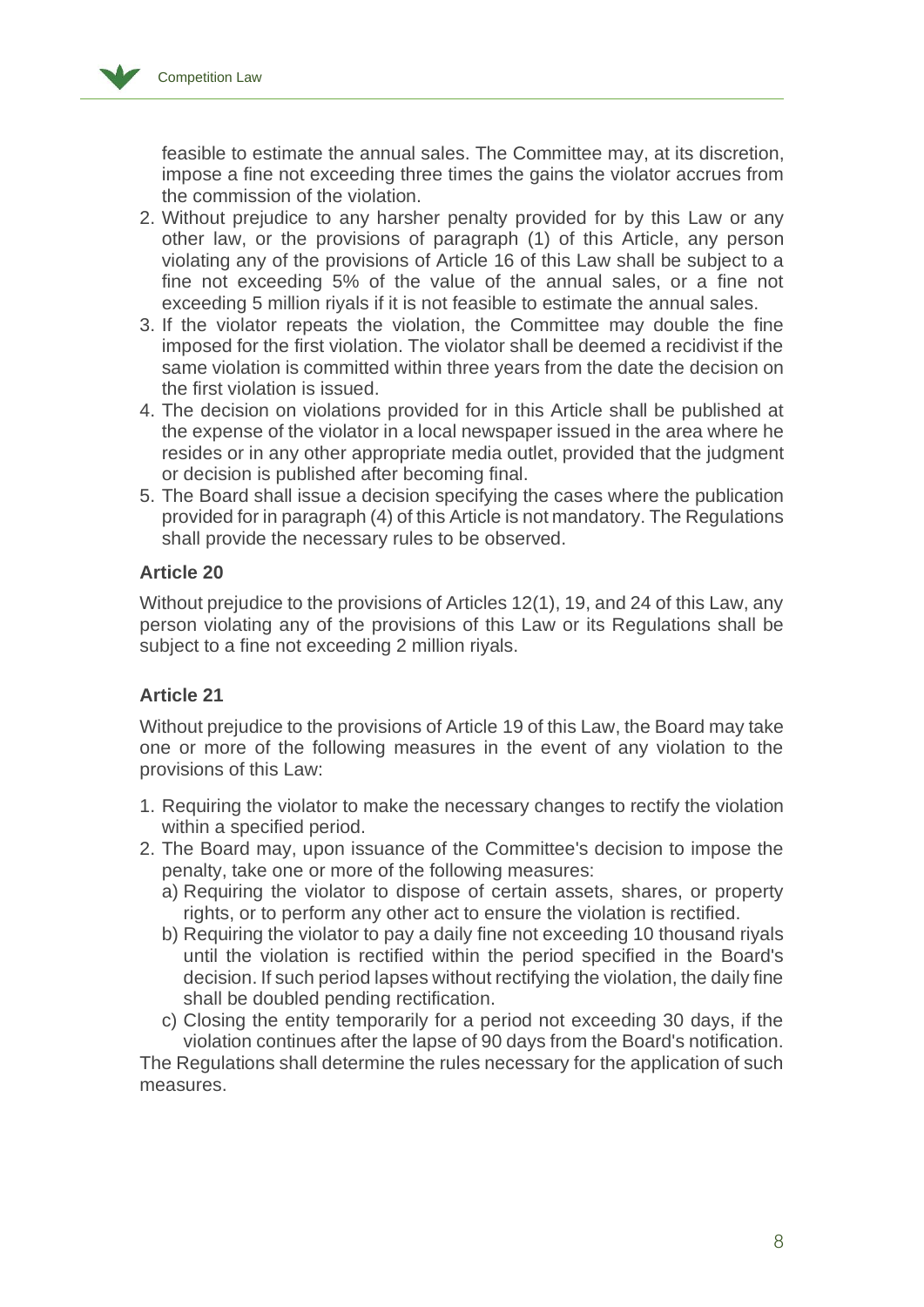feasible to estimate the annual sales. The Committee may, at its discretion, impose a fine not exceeding three times the gains the violator accrues from the commission of the violation.

2. Without prejudice to any harsher penalty provided for by this Law or any other law, or the provisions of paragraph (1) of this Article, any person violating any of the provisions of Article 16 of this Law shall be subject to a fine not exceeding 5% of the value of the annual sales, or a fine not exceeding 5 million riyals if it is not feasible to estimate the annual sales.
3. If the violator repeats the violation, the Committee may double the fine imposed for the first violation. The violator shall be deemed a recidivist if the same violation is committed within three years from the date the decision on the first violation is issued.
4. The decision on violations provided for in this Article shall be published at the expense of the violator in a local newspaper issued in the area where he resides or in any other appropriate media outlet, provided that the judgment or decision is published after becoming final.
5. The Board shall issue a decision specifying the cases where the publication provided for in paragraph (4) of this Article is not mandatory. The Regulations shall provide the necessary rules to be observed.

**Article 20**

Without prejudice to the provisions of Articles 12(1), 19, and 24 of this Law, any person violating any of the provisions of this Law or its Regulations shall be subject to a fine not exceeding 2 million riyals.

**Article 21**

Without prejudice to the provisions of Article 19 of this Law, the Board may take one or more of the following measures in the event of any violation to the provisions of this Law:

1. Requiring the violator to make the necessary changes to rectify the violation within a specified period.
2. The Board may, upon issuance of the Committee's decision to impose the penalty, take one or more of the following measures:
   a) Requiring the violator to dispose of certain assets, shares, or property rights, or to perform any other act to ensure the violation is rectified.
   b) Requiring the violator to pay a daily fine not exceeding 10 thousand riyals until the violation is rectified within the period specified in the Board's decision. If such period lapses without rectifying the violation, the daily fine shall be doubled pending rectification.
   c) Closing the entity temporarily for a period not exceeding 30 days, if the violation continues after the lapse of 90 days from the Board's notification.

The Regulations shall determine the rules necessary for the application of such measures.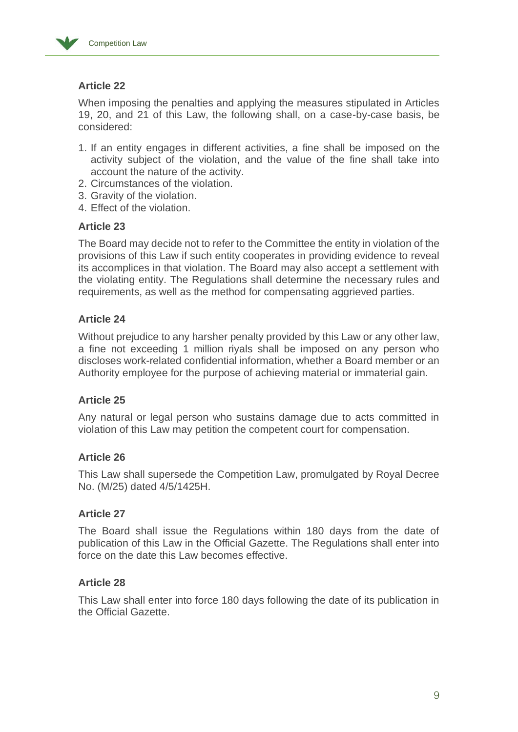## Article 22

When imposing the penalties and applying the measures stipulated in Articles 19, 20, and 21 of this Law, the following shall, on a case-by-case basis, be considered:

1. If an entity engages in different activities, a fine shall be imposed on the activity subject of the violation, and the value of the fine shall take into account the nature of the activity.
2. Circumstances of the violation.
3. Gravity of the violation.
4. Effect of the violation.

## Article 23

The Board may decide not to refer to the Committee the entity in violation of the provisions of this Law if such entity cooperates in providing evidence to reveal its accomplices in that violation. The Board may also accept a settlement with the violating entity. The Regulations shall determine the necessary rules and requirements, as well as the method for compensating aggrieved parties.

## Article 24

Without prejudice to any harsher penalty provided by this Law or any other law, a fine not exceeding 1 million riyals shall be imposed on any person who discloses work-related confidential information, whether a Board member or an Authority employee for the purpose of achieving material or immaterial gain.

## Article 25

Any natural or legal person who sustains damage due to acts committed in violation of this Law may petition the competent court for compensation.

## Article 26

This Law shall supersede the Competition Law, promulgated by Royal Decree No. (M/25) dated 4/5/1425H.

## Article 27

The Board shall issue the Regulations within 180 days from the date of publication of this Law in the Official Gazette. The Regulations shall enter into force on the date this Law becomes effective.

## Article 28

This Law shall enter into force 180 days following the date of its publication in the Official Gazette.